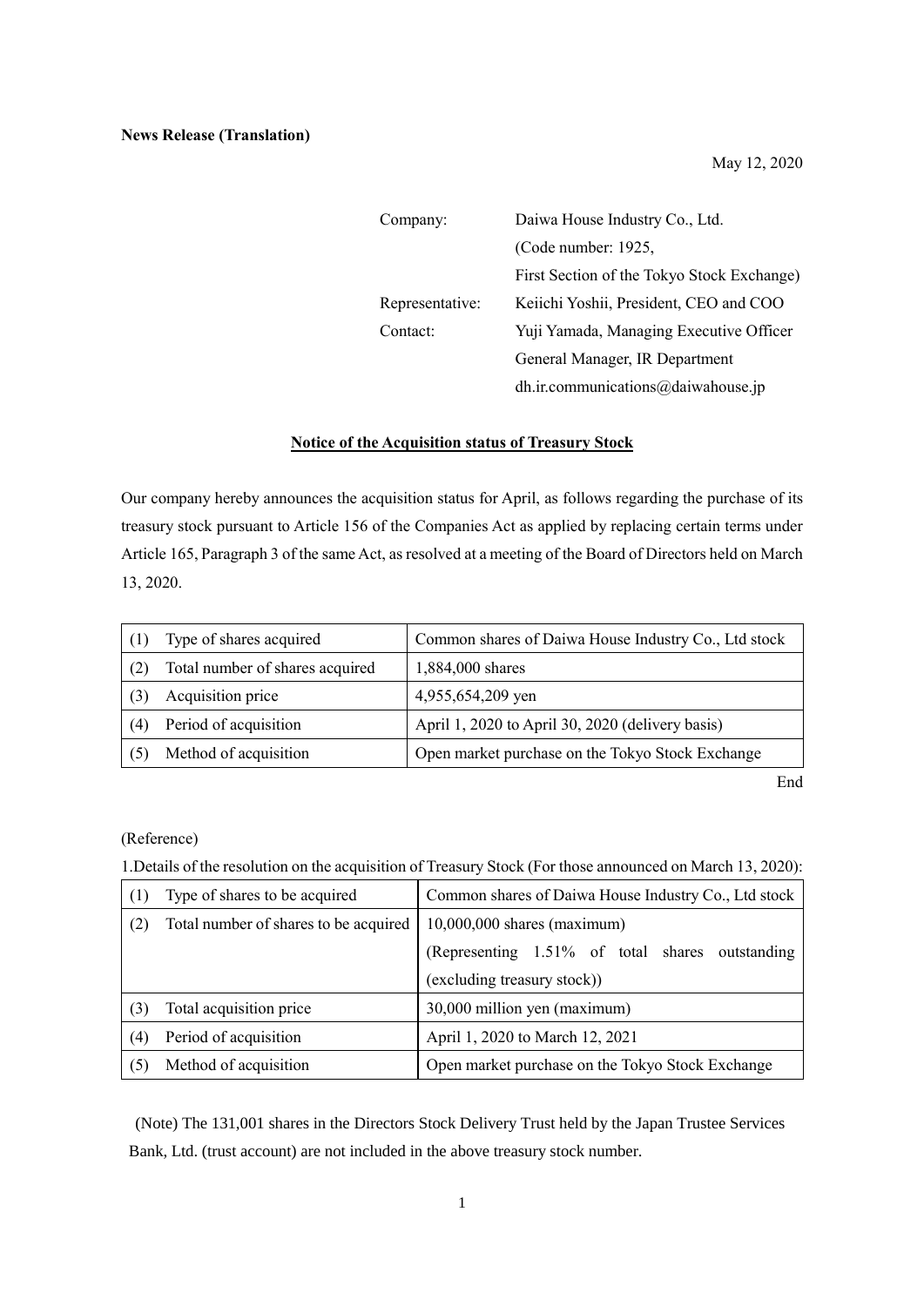**News Release (Translation)**

May 12, 2020

| | |
|---|---|
| Company: | Daiwa House Industry Co., Ltd. (Code number: 1925, First Section of the Tokyo Stock Exchange) |
| Representative: | Keiichi Yoshii, President, CEO and COO |
| Contact: | Yuji Yamada, Managing Executive Officer General Manager, IR Department dh.ir.communications@daiwahouse.jp |

**Notice of the Acquisition status of Treasury Stock**

Our company hereby announces the acquisition status for April, as follows regarding the purchase of its treasury stock pursuant to Article 156 of the Companies Act as applied by replacing certain terms under Article 165, Paragraph 3 of the same Act, as resolved at a meeting of the Board of Directors held on March 13, 2020.

| | | |
|---|---|---|
| (1) | Type of shares acquired | Common shares of Daiwa House Industry Co., Ltd stock |
| (2) | Total number of shares acquired | 1,884,000 shares |
| (3) | Acquisition price | 4,955,654,209 yen |
| (4) | Period of acquisition | April 1, 2020 to April 30, 2020 (delivery basis) |
| (5) | Method of acquisition | Open market purchase on the Tokyo Stock Exchange |

End

(Reference)

1.Details of the resolution on the acquisition of Treasury Stock (For those announced on March 13, 2020):

| | | |
|---|---|---|
| (1) | Type of shares to be acquired | Common shares of Daiwa House Industry Co., Ltd stock |
| (2) | Total number of shares to be acquired | 10,000,000 shares (maximum) (Representing 1.51% of total shares outstanding (excluding treasury stock)) |
| (3) | Total acquisition price | 30,000 million yen (maximum) |
| (4) | Period of acquisition | April 1, 2020 to March 12, 2021 |
| (5) | Method of acquisition | Open market purchase on the Tokyo Stock Exchange |

(Note) The 131,001 shares in the Directors Stock Delivery Trust held by the Japan Trustee Services Bank, Ltd. (trust account) are not included in the above treasury stock number.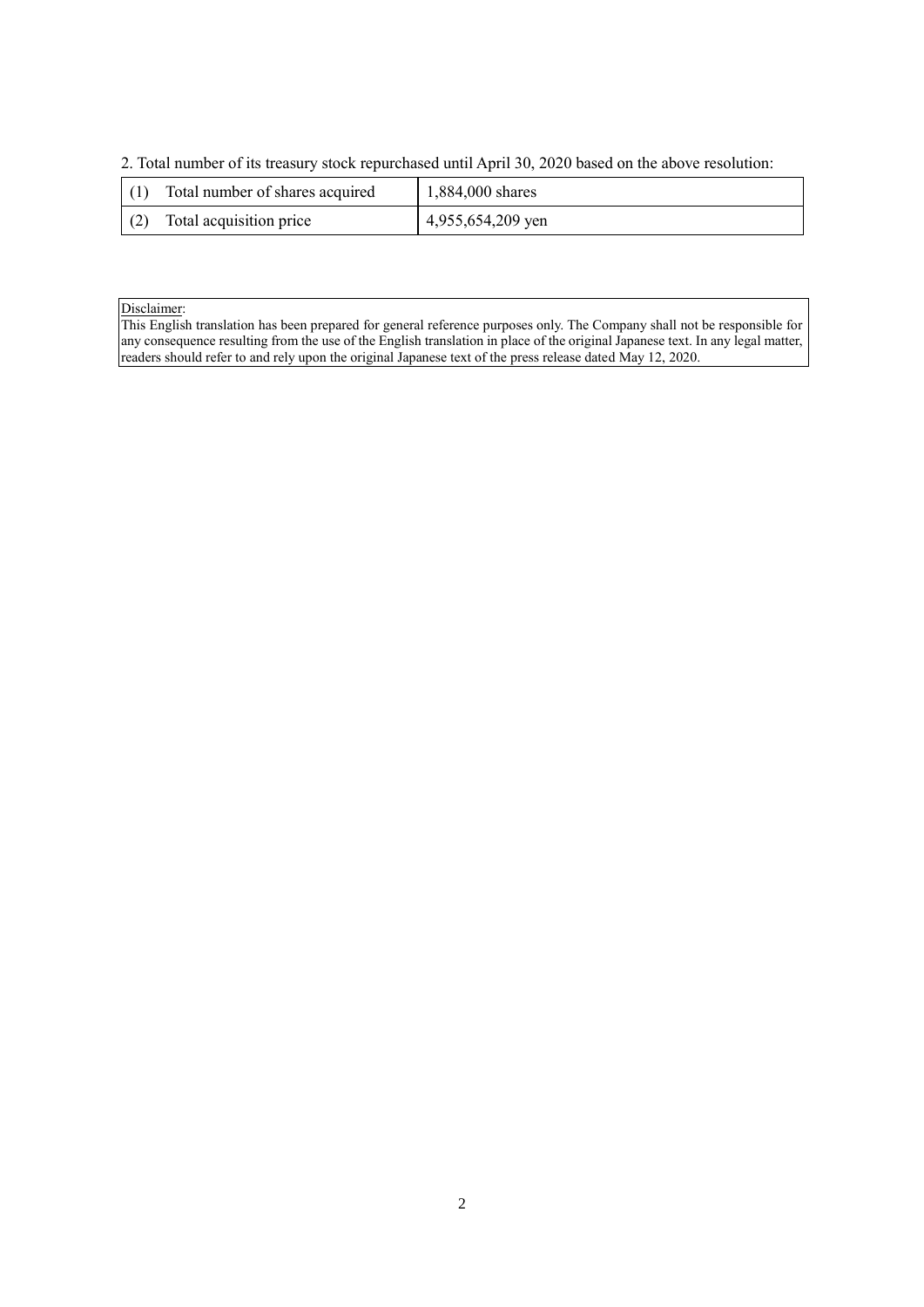2. Total number of its treasury stock repurchased until April 30, 2020 based on the above resolution:

| | | |
|---|---|---|
| (1) | Total number of shares acquired | 1,884,000 shares |
| (2) | Total acquisition price | 4,955,654,209 yen |

Disclaimer:
This English translation has been prepared for general reference purposes only. The Company shall not be responsible for any consequence resulting from the use of the English translation in place of the original Japanese text. In any legal matter, readers should refer to and rely upon the original Japanese text of the press release dated May 12, 2020.